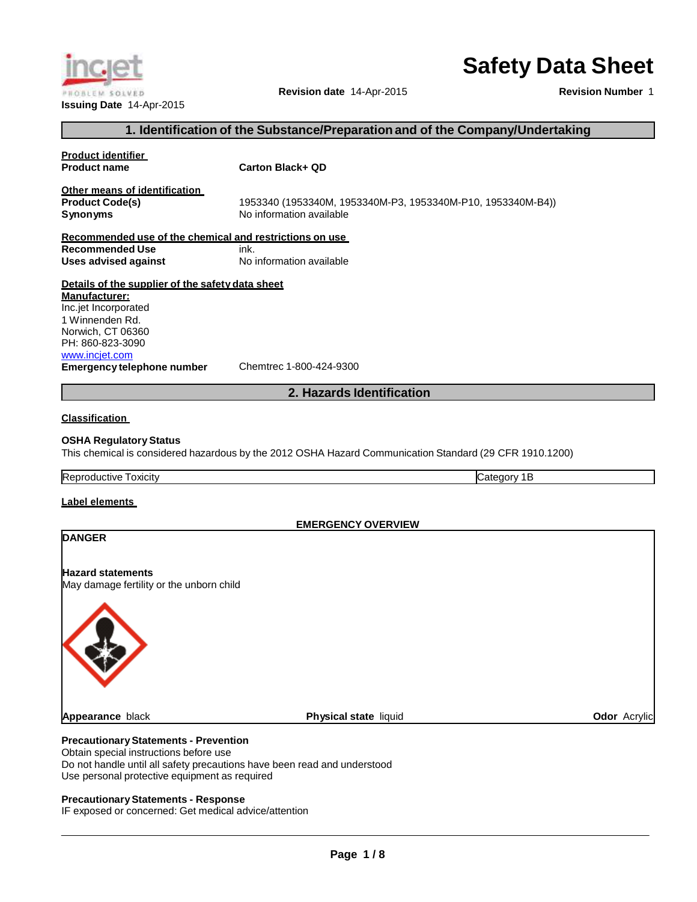# Safety Data Sheet

**Issuing Date** 14-Apr-2015 **Revision date** 14-Apr-2015 **Revision Number** 1

## 1. Identification of the Substance/Preparation and of the Company/Undertaking

**Product identifier**

**Product name** **Carton Black+ QD**

**Other means of identification**

**Product Code(s)** 1953340 (1953340M, 1953340M-P3, 1953340M-P10, 1953340M-B4))

**Synonyms** No information available

**Recommended use of the chemical and restrictions on use**

**Recommended Use** ink.

**Uses advised against** No information available

**Details of the supplier of the safety data sheet**

**Manufacturer:**

Inc.jet Incorporated
1 Winnenden Rd.
Norwich, CT 06360
PH: 860-823-3090
www.incjet.com

**Emergency telephone number** Chemtrec 1-800-424-9300

## 2. Hazards Identification

**Classification**

**OSHA Regulatory Status**

This chemical is considered hazardous by the 2012 OSHA Hazard Communication Standard (29 CFR 1910.1200)

| Reproductive Toxicity | Category 1B |
|---|---|

**Label elements**

**EMERGENCY OVERVIEW**

**DANGER**

**Hazard statements**

May damage fertility or the unborn child

**Appearance** black **Physical state** liquid **Odor** Acrylic

**Precautionary Statements - Prevention**

Obtain special instructions before use
Do not handle until all safety precautions have been read and understood
Use personal protective equipment as required

**Precautionary Statements - Response**

IF exposed or concerned: Get medical advice/attention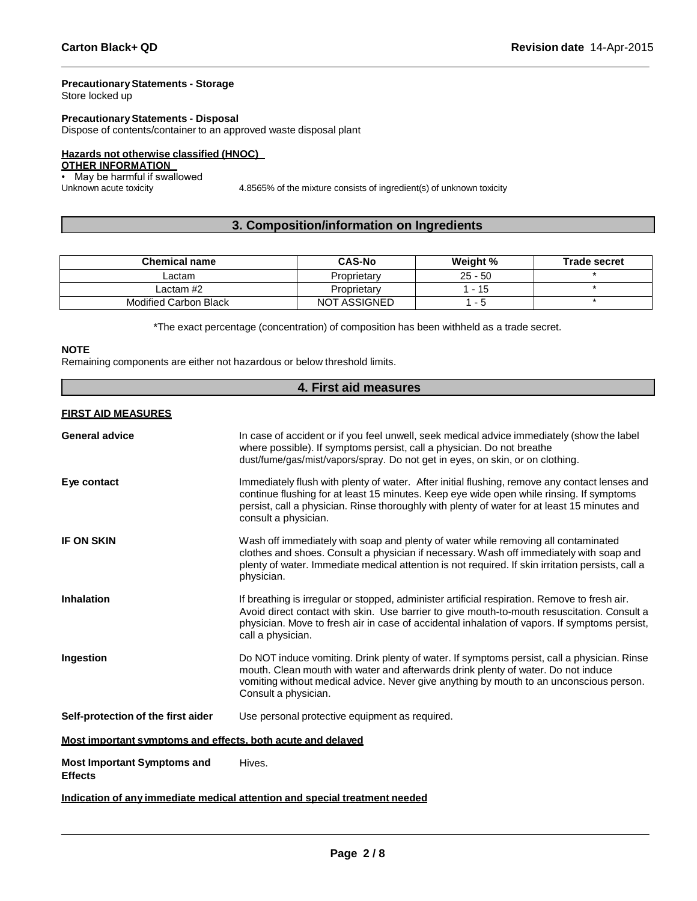**Precautionary Statements - Storage**
Store locked up

**Precautionary Statements - Disposal**
Dispose of contents/container to an approved waste disposal plant

**Hazards not otherwise classified (HNOC)**
**OTHER INFORMATION**

- May be harmful if swallowed

Unknown acute toxicity — 4.8565% of the mixture consists of ingredient(s) of unknown toxicity

## 3. Composition/information on Ingredients

| Chemical name | CAS-No | Weight % | Trade secret |
|---|---|---|---|
| Lactam | Proprietary | 25 - 50 | * |
| Lactam #2 | Proprietary | 1 - 15 | * |
| Modified Carbon Black | NOT ASSIGNED | 1 - 5 | * |

*The exact percentage (concentration) of composition has been withheld as a trade secret.

**NOTE**
Remaining components are either not hazardous or below threshold limits.

## 4. First aid measures

**FIRST AID MEASURES**

**General advice** — In case of accident or if you feel unwell, seek medical advice immediately (show the label where possible). If symptoms persist, call a physician. Do not breathe dust/fume/gas/mist/vapors/spray. Do not get in eyes, on skin, or on clothing.

**Eye contact** — Immediately flush with plenty of water. After initial flushing, remove any contact lenses and continue flushing for at least 15 minutes. Keep eye wide open while rinsing. If symptoms persist, call a physician. Rinse thoroughly with plenty of water for at least 15 minutes and consult a physician.

**IF ON SKIN** — Wash off immediately with soap and plenty of water while removing all contaminated clothes and shoes. Consult a physician if necessary. Wash off immediately with soap and plenty of water. Immediate medical attention is not required. If skin irritation persists, call a physician.

**Inhalation** — If breathing is irregular or stopped, administer artificial respiration. Remove to fresh air. Avoid direct contact with skin. Use barrier to give mouth-to-mouth resuscitation. Consult a physician. Move to fresh air in case of accidental inhalation of vapors. If symptoms persist, call a physician.

**Ingestion** — Do NOT induce vomiting. Drink plenty of water. If symptoms persist, call a physician. Rinse mouth. Clean mouth with water and afterwards drink plenty of water. Do not induce vomiting without medical advice. Never give anything by mouth to an unconscious person. Consult a physician.

**Self-protection of the first aider** — Use personal protective equipment as required.

**Most important symptoms and effects, both acute and delayed**

**Most Important Symptoms and Effects** — Hives.

**Indication of any immediate medical attention and special treatment needed**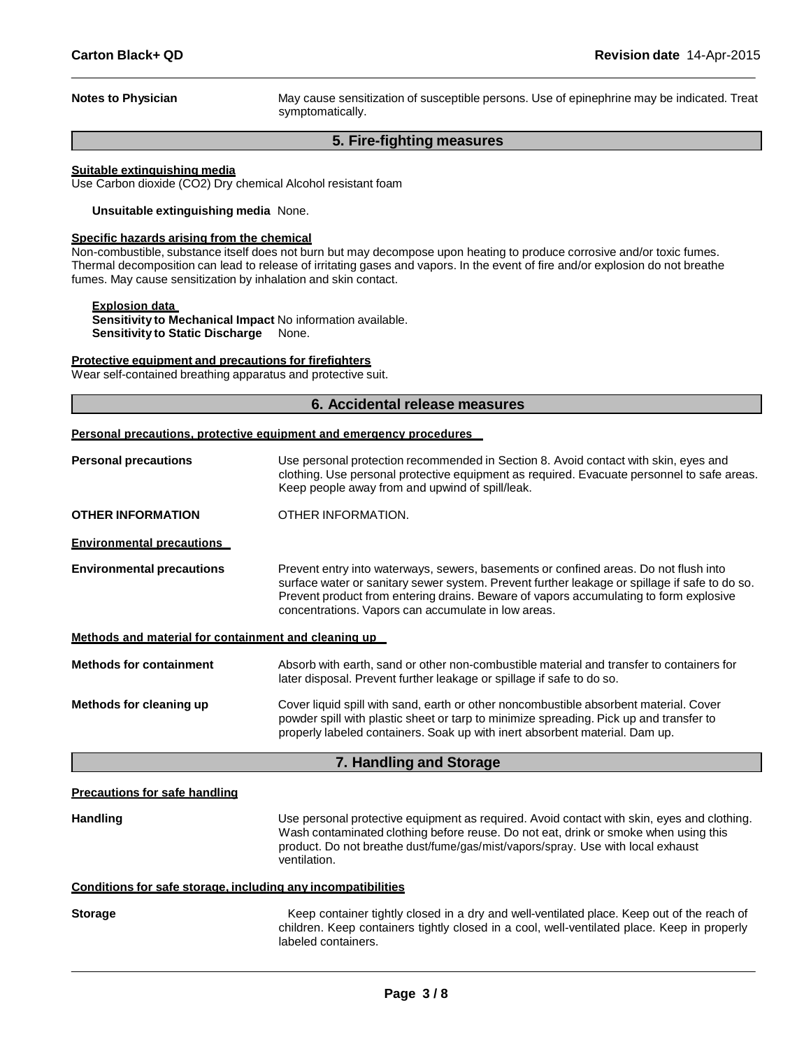**Notes to Physician** May cause sensitization of susceptible persons. Use of epinephrine may be indicated. Treat symptomatically.

## 5. Fire-fighting measures

**Suitable extinguishing media**

Use Carbon dioxide ($CO_2$) Dry chemical Alcohol resistant foam

**Unsuitable extinguishing media** None.

**Specific hazards arising from the chemical**

Non-combustible, substance itself does not burn but may decompose upon heating to produce corrosive and/or toxic fumes. Thermal decomposition can lead to release of irritating gases and vapors. In the event of fire and/or explosion do not breathe fumes. May cause sensitization by inhalation and skin contact.

**Explosion data**

**Sensitivity to Mechanical Impact** No information available.

**Sensitivity to Static Discharge** None.

**Protective equipment and precautions for firefighters**

Wear self-contained breathing apparatus and protective suit.

## 6. Accidental release measures

**Personal precautions, protective equipment and emergency procedures**

**Personal precautions** Use personal protection recommended in Section 8. Avoid contact with skin, eyes and clothing. Use personal protective equipment as required. Evacuate personnel to safe areas. Keep people away from and upwind of spill/leak.

**OTHER INFORMATION** OTHER INFORMATION.

**Environmental precautions**

**Environmental precautions** Prevent entry into waterways, sewers, basements or confined areas. Do not flush into surface water or sanitary sewer system. Prevent further leakage or spillage if safe to do so. Prevent product from entering drains. Beware of vapors accumulating to form explosive concentrations. Vapors can accumulate in low areas.

**Methods and material for containment and cleaning up**

**Methods for containment** Absorb with earth, sand or other non-combustible material and transfer to containers for later disposal. Prevent further leakage or spillage if safe to do so.

**Methods for cleaning up** Cover liquid spill with sand, earth or other noncombustible absorbent material. Cover powder spill with plastic sheet or tarp to minimize spreading. Pick up and transfer to properly labeled containers. Soak up with inert absorbent material. Dam up.

## 7. Handling and Storage

**Precautions for safe handling**

**Handling** Use personal protective equipment as required. Avoid contact with skin, eyes and clothing. Wash contaminated clothing before reuse. Do not eat, drink or smoke when using this product. Do not breathe dust/fume/gas/mist/vapors/spray. Use with local exhaust ventilation.

**Conditions for safe storage, including any incompatibilities**

**Storage** Keep container tightly closed in a dry and well-ventilated place. Keep out of the reach of children. Keep containers tightly closed in a cool, well-ventilated place. Keep in properly labeled containers.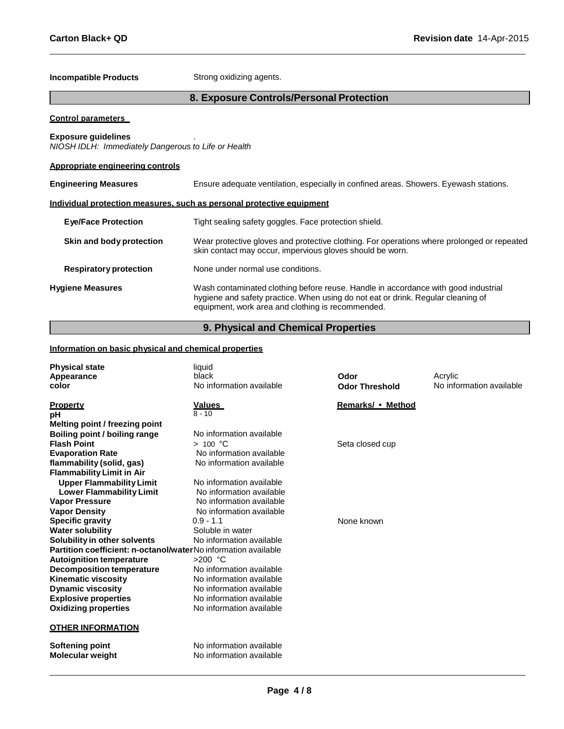**Incompatible Products** Strong oxidizing agents.

## 8. Exposure Controls/Personal Protection

**Control parameters**

**Exposure guidelines** .

*NIOSH IDLH: Immediately Dangerous to Life or Health*

**Appropriate engineering controls**

**Engineering Measures** Ensure adequate ventilation, especially in confined areas. Showers. Eyewash stations.

**Individual protection measures, such as personal protective equipment**

**Eye/Face Protection** Tight sealing safety goggles. Face protection shield.

**Skin and body protection** Wear protective gloves and protective clothing. For operations where prolonged or repeated skin contact may occur, impervious gloves should be worn.

**Respiratory protection** None under normal use conditions.

**Hygiene Measures** Wash contaminated clothing before reuse. Handle in accordance with good industrial hygiene and safety practice. When using do not eat or drink. Regular cleaning of equipment, work area and clothing is recommended.

## 9. Physical and Chemical Properties

**Information on basic physical and chemical properties**

| | | | |
|---|---|---|---|
| **Physical state** | liquid | | |
| **Appearance** | black | **Odor** | Acrylic |
| **color** | No information available | **Odor Threshold** | No information available |

| Property | Values | Remarks/ • Method |
|---|---|---|
| **pH** | 8 - 10 | |
| **Melting point / freezing point** | | |
| **Boiling point / boiling range** | No information available | |
| **Flash Point** | > 100 °C | Seta closed cup |
| **Evaporation Rate** | No information available | |
| **flammability (solid, gas)** | No information available | |
| **Flammability Limit in Air** | | |
| **Upper Flammability Limit** | No information available | |
| **Lower Flammability Limit** | No information available | |
| **Vapor Pressure** | No information available | |
| **Vapor Density** | No information available | |
| **Specific gravity** | 0.9 - 1.1 | None known |
| **Water solubility** | Soluble in water | |
| **Solubility in other solvents** | No information available | |
| **Partition coefficient: n-octanol/water** | No information available | |
| **Autoignition temperature** | >200 °C | |
| **Decomposition temperature** | No information available | |
| **Kinematic viscosity** | No information available | |
| **Dynamic viscosity** | No information available | |
| **Explosive properties** | No information available | |
| **Oxidizing properties** | No information available | |

**OTHER INFORMATION**

| | |
|---|---|
| **Softening point** | No information available |
| **Molecular weight** | No information available |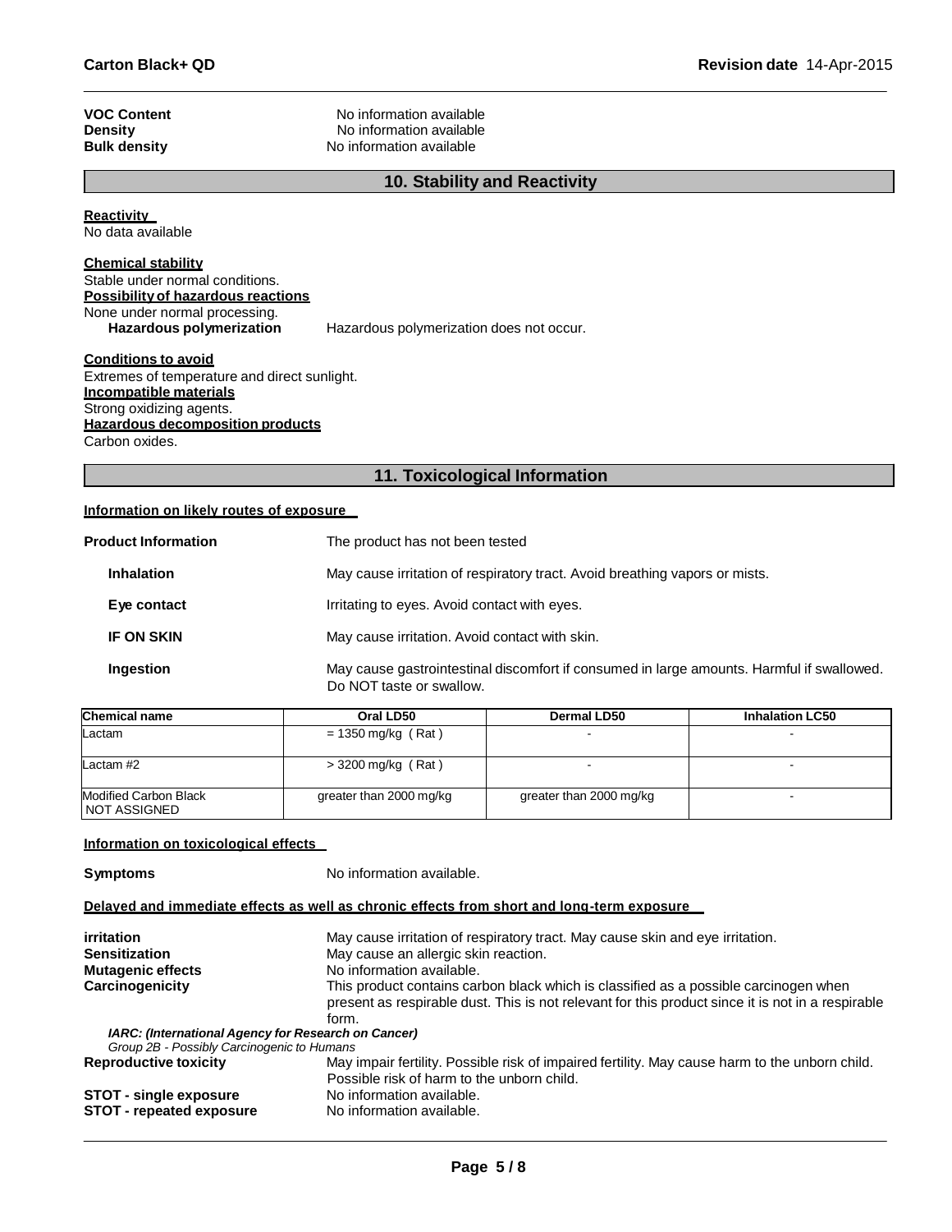**VOC Content** No information available
**Density** No information available
**Bulk density** No information available

## 10. Stability and Reactivity

**Reactivity**
No data available

**Chemical stability**
Stable under normal conditions.

**Possibility of hazardous reactions**
None under normal processing.

**Hazardous polymerization** Hazardous polymerization does not occur.

**Conditions to avoid**
Extremes of temperature and direct sunlight.

**Incompatible materials**
Strong oxidizing agents.

**Hazardous decomposition products**
Carbon oxides.

## 11. Toxicological Information

**Information on likely routes of exposure**

**Product Information** The product has not been tested

**Inhalation** May cause irritation of respiratory tract. Avoid breathing vapors or mists.

**Eye contact** Irritating to eyes. Avoid contact with eyes.

**IF ON SKIN** May cause irritation. Avoid contact with skin.

**Ingestion** May cause gastrointestinal discomfort if consumed in large amounts. Harmful if swallowed. Do NOT taste or swallow.

| Chemical name | Oral LD50 | Dermal LD50 | Inhalation LC50 |
|---|---|---|---|
| Lactam | = 1350 mg/kg ( Rat ) | - | - |
| Lactam #2 | > 3200 mg/kg ( Rat ) | - | - |
| Modified Carbon Black NOT ASSIGNED | greater than 2000 mg/kg | greater than 2000 mg/kg | - |

**Information on toxicological effects**

**Symptoms** No information available.

**Delayed and immediate effects as well as chronic effects from short and long-term exposure**

**irritation** May cause irritation of respiratory tract. May cause skin and eye irritation.
**Sensitization** May cause an allergic skin reaction.
**Mutagenic effects** No information available.
**Carcinogenicity** This product contains carbon black which is classified as a possible carcinogen when present as respirable dust. This is not relevant for this product since it is not in a respirable form.

***IARC: (International Agency for Research on Cancer)***
*Group 2B - Possibly Carcinogenic to Humans*

**Reproductive toxicity** May impair fertility. Possible risk of impaired fertility. May cause harm to the unborn child. Possible risk of harm to the unborn child.
**STOT - single exposure** No information available.
**STOT - repeated exposure** No information available.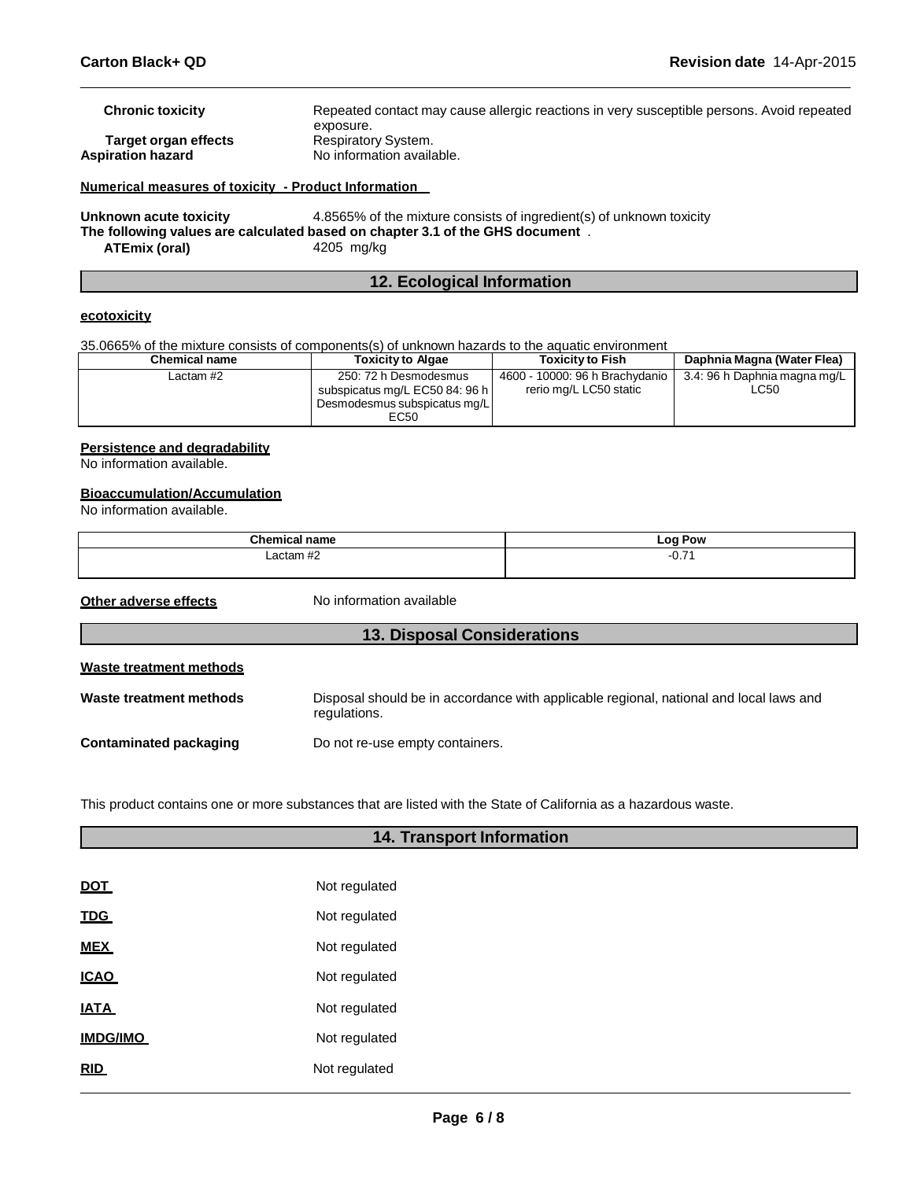**Chronic toxicity** Repeated contact may cause allergic reactions in very susceptible persons. Avoid repeated exposure.

**Target organ effects** Respiratory System.

**Aspiration hazard** No information available.

**Numerical measures of toxicity - Product Information**

**Unknown acute toxicity** 4.8565% of the mixture consists of ingredient(s) of unknown toxicity

**The following values are calculated based on chapter 3.1 of the GHS document** .

**ATEmix (oral)** 4205 mg/kg

## 12. Ecological Information

**ecotoxicity**

35.0665% of the mixture consists of components(s) of unknown hazards to the aquatic environment

| Chemical name | Toxicity to Algae | Toxicity to Fish | Daphnia Magna (Water Flea) |
|---|---|---|---|
| Lactam #2 | 250: 72 h Desmodesmus subspicatus mg/L EC50 84: 96 h Desmodesmus subspicatus mg/L EC50 | 4600 - 10000: 96 h Brachydanio rerio mg/L LC50 static | 3.4: 96 h Daphnia magna mg/L LC50 |

**Persistence and degradability**

No information available.

**Bioaccumulation/Accumulation**

No information available.

| Chemical name | Log Pow |
|---|---|
| Lactam #2 | -0.71 |

**Other adverse effects** No information available

## 13. Disposal Considerations

**Waste treatment methods**

**Waste treatment methods** Disposal should be in accordance with applicable regional, national and local laws and regulations.

**Contaminated packaging** Do not re-use empty containers.

This product contains one or more substances that are listed with the State of California as a hazardous waste.

## 14. Transport Information

**DOT** Not regulated

**TDG** Not regulated

**MEX** Not regulated

**ICAO** Not regulated

**IATA** Not regulated

**IMDG/IMO** Not regulated

**RID** Not regulated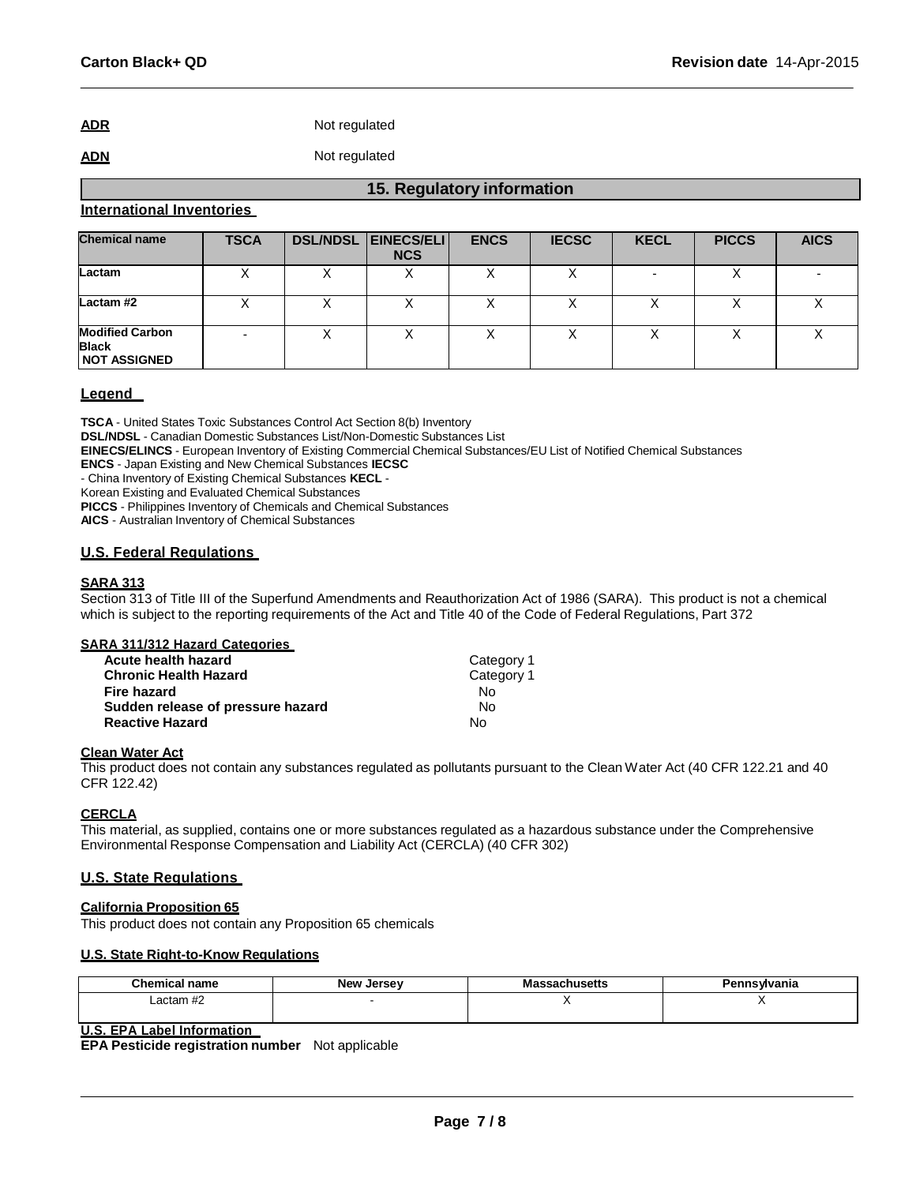**ADR** Not regulated

**ADN** Not regulated

## 15. Regulatory information

### International Inventories

| Chemical name | TSCA | DSL/NDSL | EINECS/ELINCS | ENCS | IECSC | KECL | PICCS | AICS |
|---|---|---|---|---|---|---|---|---|
| Lactam | X | X | X | X | X | - | X | - |
| Lactam #2 | X | X | X | X | X | X | X | X |
| Modified Carbon Black NOT ASSIGNED | - | X | X | X | X | X | X | X |

### Legend

**TSCA** - United States Toxic Substances Control Act Section 8(b) Inventory
**DSL/NDSL** - Canadian Domestic Substances List/Non-Domestic Substances List
**EINECS/ELINCS** - European Inventory of Existing Commercial Chemical Substances/EU List of Notified Chemical Substances
**ENCS** - Japan Existing and New Chemical Substances
**IECSC** - China Inventory of Existing Chemical Substances
**KECL** - Korean Existing and Evaluated Chemical Substances
**PICCS** - Philippines Inventory of Chemicals and Chemical Substances
**AICS** - Australian Inventory of Chemical Substances

### U.S. Federal Regulations

**SARA 313**

Section 313 of Title III of the Superfund Amendments and Reauthorization Act of 1986 (SARA). This product is not a chemical which is subject to the reporting requirements of the Act and Title 40 of the Code of Federal Regulations, Part 372

**SARA 311/312 Hazard Categories**

| | |
|---|---|
| **Acute health hazard** | Category 1 |
| **Chronic Health Hazard** | Category 1 |
| **Fire hazard** | No |
| **Sudden release of pressure hazard** | No |
| **Reactive Hazard** | No |

**Clean Water Act**

This product does not contain any substances regulated as pollutants pursuant to the Clean Water Act (40 CFR 122.21 and 40 CFR 122.42)

**CERCLA**

This material, as supplied, contains one or more substances regulated as a hazardous substance under the Comprehensive Environmental Response Compensation and Liability Act (CERCLA) (40 CFR 302)

### U.S. State Regulations

**California Proposition 65**

This product does not contain any Proposition 65 chemicals

**U.S. State Right-to-Know Regulations**

| Chemical name | New Jersey | Massachusetts | Pennsylvania |
|---|---|---|---|
| Lactam #2 | - | X | X |

**U.S. EPA Label Information**

**EPA Pesticide registration number** Not applicable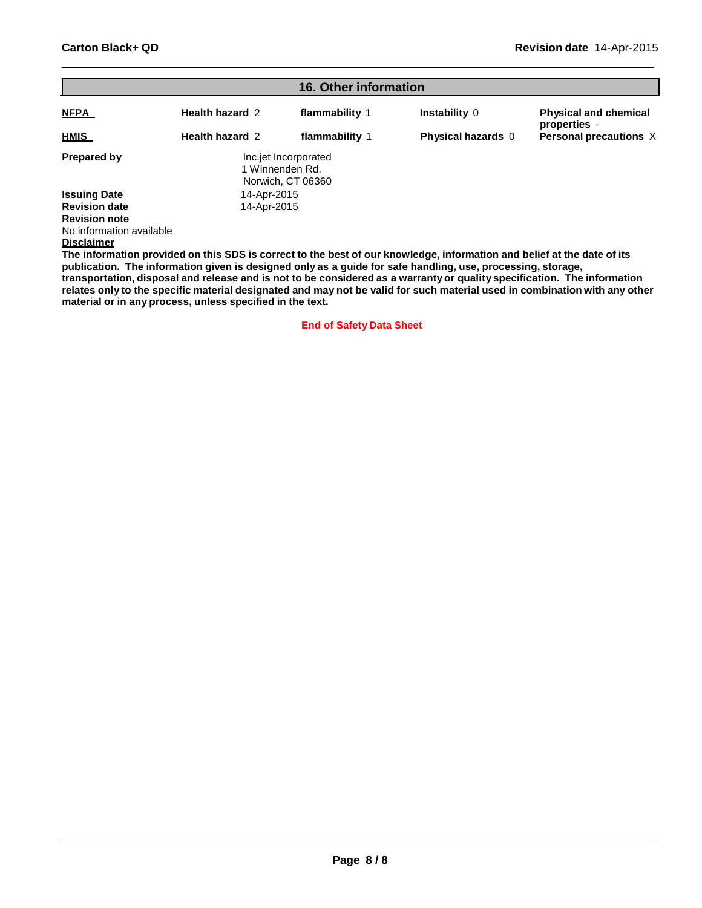## 16. Other information

| | | | | |
|---|---|---|---|---|
| **NFPA** | **Health hazard** 2 | **flammability** 1 | **Instability** 0 | **Physical and chemical properties** - |
| **HMIS** | **Health hazard** 2 | **flammability** 1 | **Physical hazards** 0 | **Personal precautions** X |

**Prepared by** Inc.jet Incorporated
1 Winnenden Rd.
Norwich, CT 06360

**Issuing Date** 14-Apr-2015

**Revision date** 14-Apr-2015

**Revision note**

No information available

**Disclaimer**

**The information provided on this SDS is correct to the best of our knowledge, information and belief at the date of its publication. The information given is designed only as a guide for safe handling, use, processing, storage, transportation, disposal and release and is not to be considered as a warranty or quality specification. The information relates only to the specific material designated and may not be valid for such material used in combination with any other material or in any process, unless specified in the text.**

**End of Safety Data Sheet**